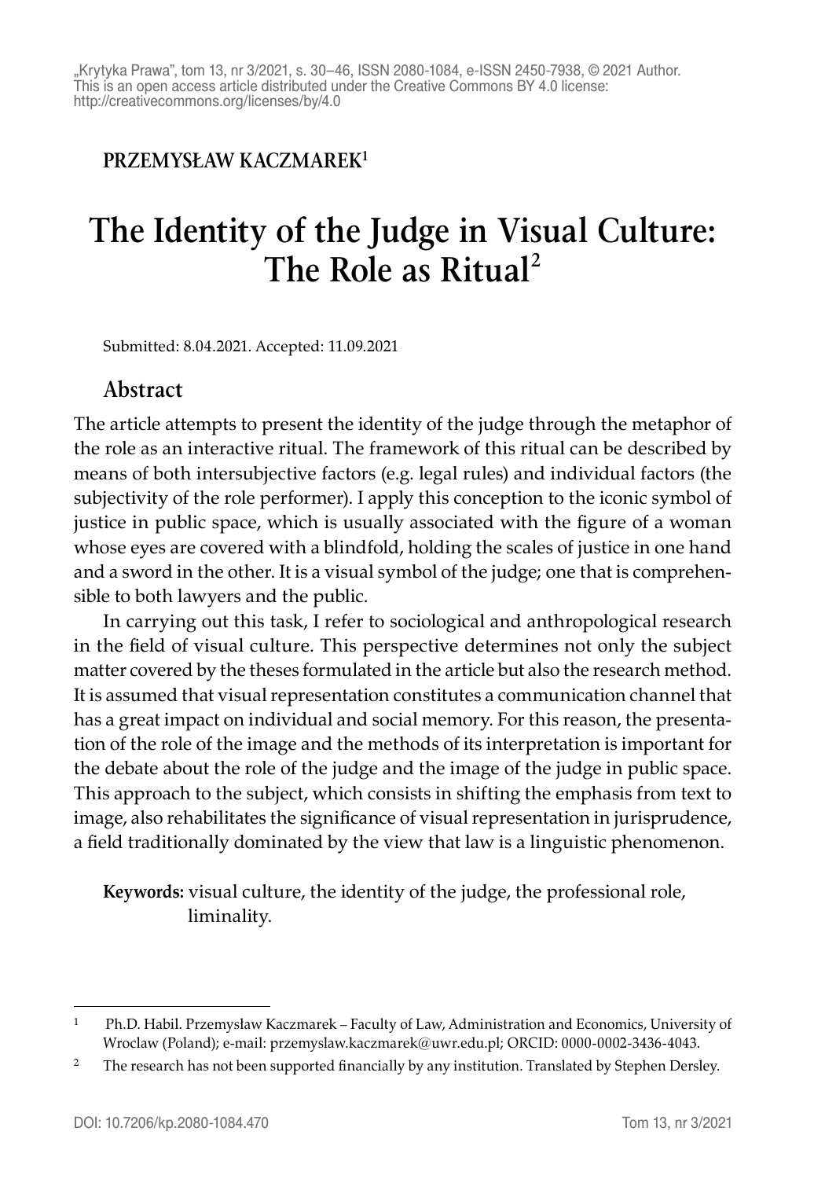„Krytyka Prawa", tom 13, nr 3/2021, s. 30–46, ISSN 2080-1084, e-ISSN 2450-7938, © 2021 Author.
This is an open access article distributed under the Creative Commons BY 4.0 license:
http://creativecommons.org/licenses/by/4.0

**PRZEMYSŁAW KACZMAREK**[1]

# The Identity of the Judge in Visual Culture: The Role as Ritual[2]

Submitted: 8.04.2021. Accepted: 11.09.2021

## Abstract

The article attempts to present the identity of the judge through the metaphor of the role as an interactive ritual. The framework of this ritual can be described by means of both intersubjective factors (e.g. legal rules) and individual factors (the subjectivity of the role performer). I apply this conception to the iconic symbol of justice in public space, which is usually associated with the figure of a woman whose eyes are covered with a blindfold, holding the scales of justice in one hand and a sword in the other. It is a visual symbol of the judge; one that is comprehensible to both lawyers and the public.

In carrying out this task, I refer to sociological and anthropological research in the field of visual culture. This perspective determines not only the subject matter covered by the theses formulated in the article but also the research method. It is assumed that visual representation constitutes a communication channel that has a great impact on individual and social memory. For this reason, the presentation of the role of the image and the methods of its interpretation is important for the debate about the role of the judge and the image of the judge in public space. This approach to the subject, which consists in shifting the emphasis from text to image, also rehabilitates the significance of visual representation in jurisprudence, a field traditionally dominated by the view that law is a linguistic phenomenon.

**Keywords:** visual culture, the identity of the judge, the professional role, liminality.

---

[1] Ph.D. Habil. Przemysław Kaczmarek – Faculty of Law, Administration and Economics, University of Wroclaw (Poland); e-mail: przemyslaw.kaczmarek@uwr.edu.pl; ORCID: 0000-0002-3436-4043.

[2] The research has not been supported financially by any institution. Translated by Stephen Dersley.

DOI: 10.7206/kp.2080-1084.470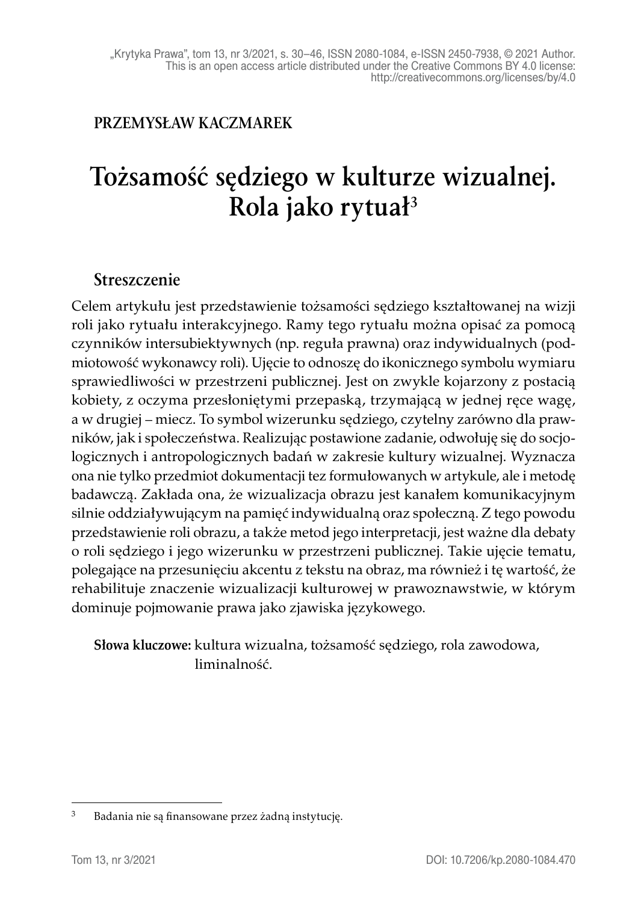PRZEMYSŁAW KACZMAREK

# Tożsamość sędziego w kulturze wizualnej. Rola jako rytuał[3]

## Streszczenie

Celem artykułu jest przedstawienie tożsamości sędziego kształtowanej na wizji roli jako rytuału interakcyjnego. Ramy tego rytuału można opisać za pomocą czynników intersubiektywnych (np. reguła prawna) oraz indywidualnych (podmiotowość wykonawcy roli). Ujęcie to odnoszę do ikonicznego symbolu wymiaru sprawiedliwości w przestrzeni publicznej. Jest on zwykle kojarzony z postacią kobiety, z oczyma przesłoniętymi przepaską, trzymającą w jednej ręce wagę, a w drugiej – miecz. To symbol wizerunku sędziego, czytelny zarówno dla prawników, jak i społeczeństwa. Realizując postawione zadanie, odwołuję się do socjologicznych i antropologicznych badań w zakresie kultury wizualnej. Wyznacza ona nie tylko przedmiot dokumentacji tez formułowanych w artykule, ale i metodę badawczą. Zakłada ona, że wizualizacja obrazu jest kanałem komunikacyjnym silnie oddziaływującym na pamięć indywidualną oraz społeczną. Z tego powodu przedstawienie roli obrazu, a także metod jego interpretacji, jest ważne dla debaty o roli sędziego i jego wizerunku w przestrzeni publicznej. Takie ujęcie tematu, polegające na przesunięciu akcentu z tekstu na obraz, ma również i tę wartość, że rehabilituje znaczenie wizualizacji kulturowej w prawoznawstwie, w którym dominuje pojmowanie prawa jako zjawiska językowego.

**Słowa kluczowe:** kultura wizualna, tożsamość sędziego, rola zawodowa, liminalność.

---

[3] Badania nie są finansowane przez żadną instytucję.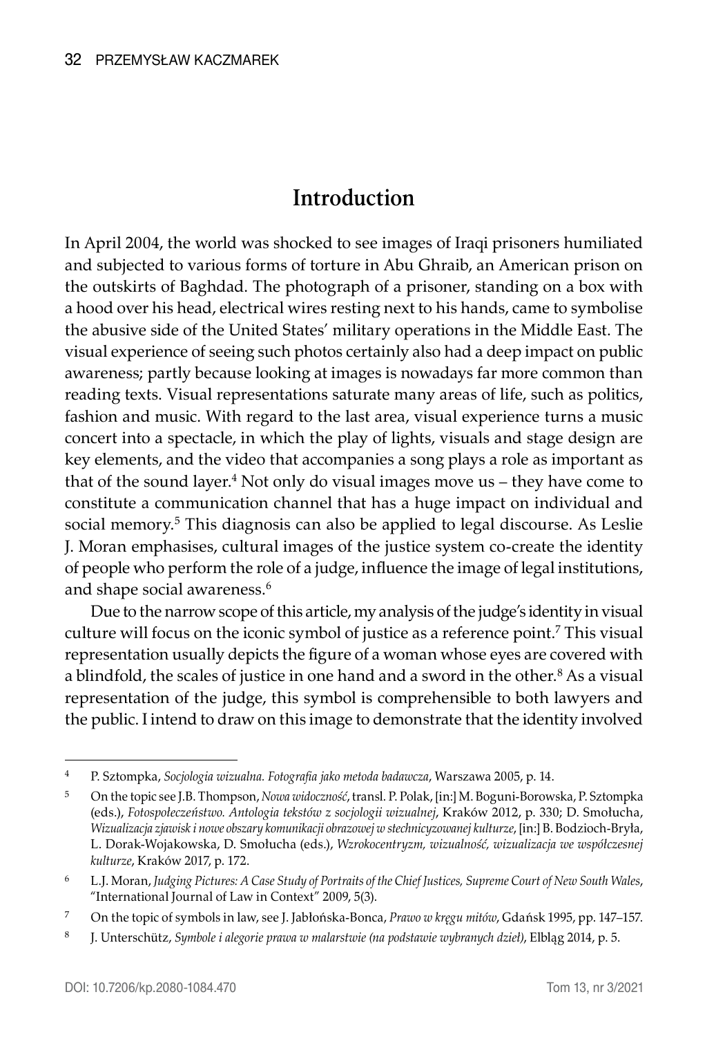## Introduction

In April 2004, the world was shocked to see images of Iraqi prisoners humiliated and subjected to various forms of torture in Abu Ghraib, an American prison on the outskirts of Baghdad. The photograph of a prisoner, standing on a box with a hood over his head, electrical wires resting next to his hands, came to symbolise the abusive side of the United States' military operations in the Middle East. The visual experience of seeing such photos certainly also had a deep impact on public awareness; partly because looking at images is nowadays far more common than reading texts. Visual representations saturate many areas of life, such as politics, fashion and music. With regard to the last area, visual experience turns a music concert into a spectacle, in which the play of lights, visuals and stage design are key elements, and the video that accompanies a song plays a role as important as that of the sound layer.[4] Not only do visual images move us – they have come to constitute a communication channel that has a huge impact on individual and social memory.[5] This diagnosis can also be applied to legal discourse. As Leslie J. Moran emphasises, cultural images of the justice system co-create the identity of people who perform the role of a judge, influence the image of legal institutions, and shape social awareness.[6]

Due to the narrow scope of this article, my analysis of the judge's identity in visual culture will focus on the iconic symbol of justice as a reference point.[7] This visual representation usually depicts the figure of a woman whose eyes are covered with a blindfold, the scales of justice in one hand and a sword in the other.[8] As a visual representation of the judge, this symbol is comprehensible to both lawyers and the public. I intend to draw on this image to demonstrate that the identity involved

---

[4] P. Sztompka, *Socjologia wizualna. Fotografia jako metoda badawcza*, Warszawa 2005, p. 14.

[5] On the topic see J.B. Thompson, *Nowa widoczność*, transl. P. Polak, [in:] M. Boguni-Borowska, P. Sztompka (eds.), *Fotospołeczeństwo. Antologia tekstów z socjologii wizualnej*, Kraków 2012, p. 330; D. Smołucha, *Wizualizacja zjawisk i nowe obszary komunikacji obrazowej w stechnicyzowanej kulturze*, [in:] B. Bodzioch-Bryła, L. Dorak-Wojakowska, D. Smołucha (eds.), *Wzrokocentryzm, wizualność, wizualizacja we współczesnej kulturze*, Kraków 2017, p. 172.

[6] L.J. Moran, *Judging Pictures: A Case Study of Portraits of the Chief Justices, Supreme Court of New South Wales*, "International Journal of Law in Context" 2009, 5(3).

[7] On the topic of symbols in law, see J. Jabłońska-Bonca, *Prawo w kręgu mitów*, Gdańsk 1995, pp. 147–157.

[8] J. Unterschütz, *Symbole i alegorie prawa w malarstwie (na podstawie wybranych dzieł)*, Elbląg 2014, p. 5.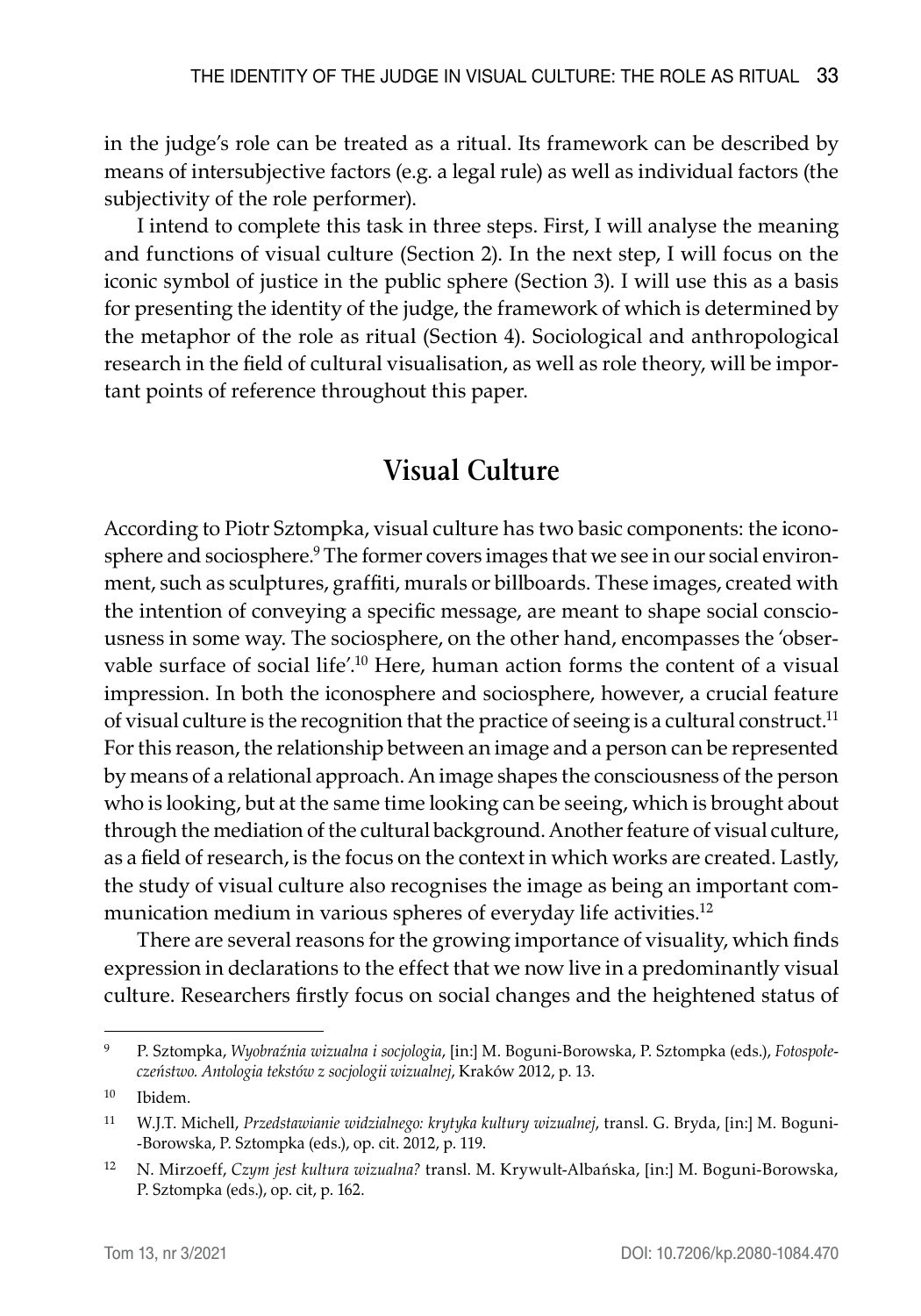in the judge's role can be treated as a ritual. Its framework can be described by means of intersubjective factors (e.g. a legal rule) as well as individual factors (the subjectivity of the role performer).

I intend to complete this task in three steps. First, I will analyse the meaning and functions of visual culture (Section 2). In the next step, I will focus on the iconic symbol of justice in the public sphere (Section 3). I will use this as a basis for presenting the identity of the judge, the framework of which is determined by the metaphor of the role as ritual (Section 4). Sociological and anthropological research in the field of cultural visualisation, as well as role theory, will be important points of reference throughout this paper.

## Visual Culture

According to Piotr Sztompka, visual culture has two basic components: the iconosphere and sociosphere.[9] The former covers images that we see in our social environment, such as sculptures, graffiti, murals or billboards. These images, created with the intention of conveying a specific message, are meant to shape social consciousness in some way. The sociosphere, on the other hand, encompasses the 'observable surface of social life'.[10] Here, human action forms the content of a visual impression. In both the iconosphere and sociosphere, however, a crucial feature of visual culture is the recognition that the practice of seeing is a cultural construct.[11] For this reason, the relationship between an image and a person can be represented by means of a relational approach. An image shapes the consciousness of the person who is looking, but at the same time looking can be seeing, which is brought about through the mediation of the cultural background. Another feature of visual culture, as a field of research, is the focus on the context in which works are created. Lastly, the study of visual culture also recognises the image as being an important communication medium in various spheres of everyday life activities.[12]

There are several reasons for the growing importance of visuality, which finds expression in declarations to the effect that we now live in a predominantly visual culture. Researchers firstly focus on social changes and the heightened status of

---

[9] P. Sztompka, *Wyobraźnia wizualna i socjologia*, [in:] M. Boguni-Borowska, P. Sztompka (eds.), *Fotospołeczeństwo. Antologia tekstów z socjologii wizualnej*, Kraków 2012, p. 13.

[10] Ibidem.

[11] W.J.T. Michell, *Przedstawianie widzialnego: krytyka kultury wizualnej*, transl. G. Bryda, [in:] M. Boguni-Borowska, P. Sztompka (eds.), op. cit. 2012, p. 119.

[12] N. Mirzoeff, *Czym jest kultura wizualna?* transl. M. Krywult-Albańska, [in:] M. Boguni-Borowska, P. Sztompka (eds.), op. cit, p. 162.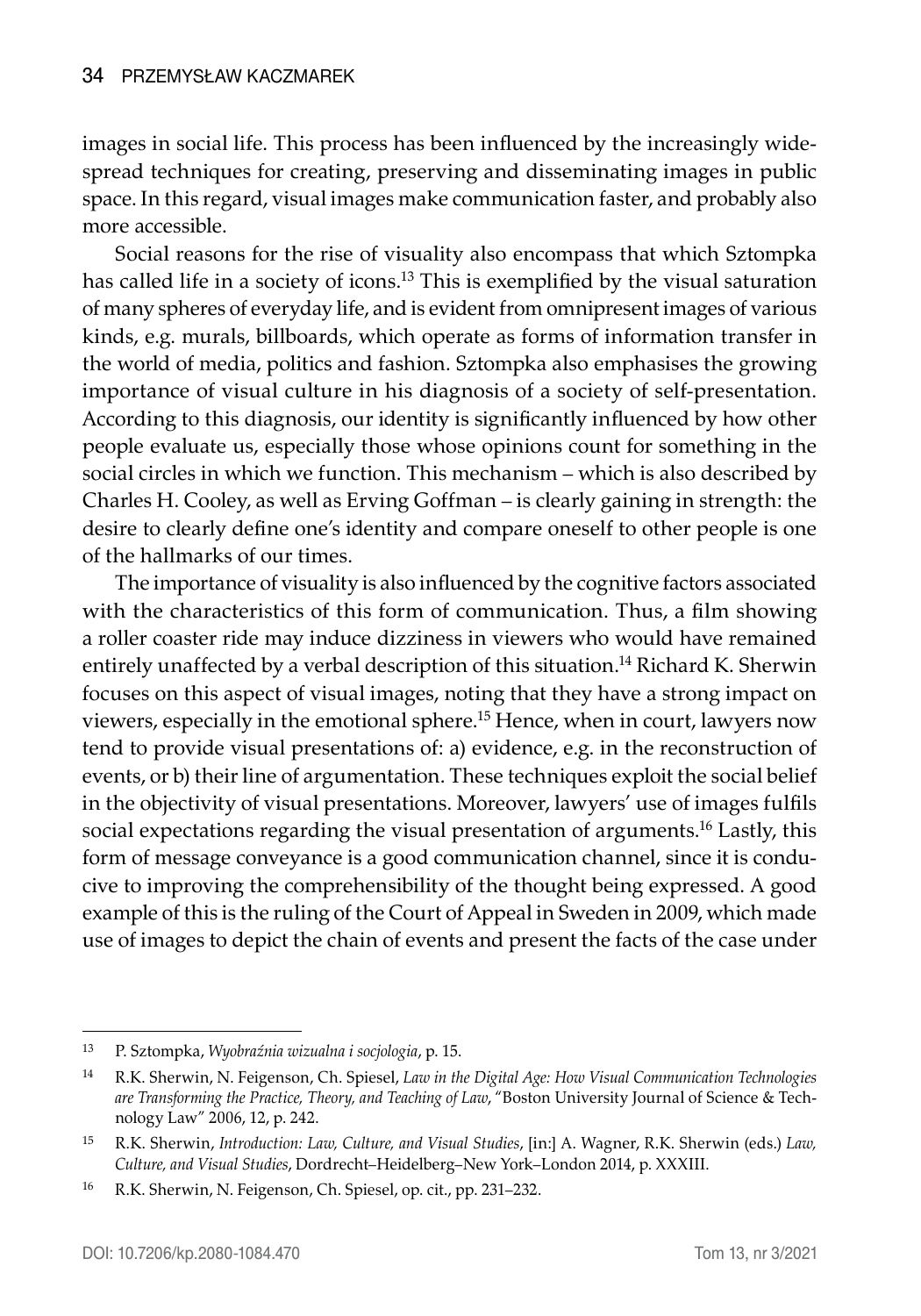images in social life. This process has been influenced by the increasingly widespread techniques for creating, preserving and disseminating images in public space. In this regard, visual images make communication faster, and probably also more accessible.

Social reasons for the rise of visuality also encompass that which Sztompka has called life in a society of icons.[13] This is exemplified by the visual saturation of many spheres of everyday life, and is evident from omnipresent images of various kinds, e.g. murals, billboards, which operate as forms of information transfer in the world of media, politics and fashion. Sztompka also emphasises the growing importance of visual culture in his diagnosis of a society of self-presentation. According to this diagnosis, our identity is significantly influenced by how other people evaluate us, especially those whose opinions count for something in the social circles in which we function. This mechanism – which is also described by Charles H. Cooley, as well as Erving Goffman – is clearly gaining in strength: the desire to clearly define one's identity and compare oneself to other people is one of the hallmarks of our times.

The importance of visuality is also influenced by the cognitive factors associated with the characteristics of this form of communication. Thus, a film showing a roller coaster ride may induce dizziness in viewers who would have remained entirely unaffected by a verbal description of this situation.[14] Richard K. Sherwin focuses on this aspect of visual images, noting that they have a strong impact on viewers, especially in the emotional sphere.[15] Hence, when in court, lawyers now tend to provide visual presentations of: a) evidence, e.g. in the reconstruction of events, or b) their line of argumentation. These techniques exploit the social belief in the objectivity of visual presentations. Moreover, lawyers' use of images fulfils social expectations regarding the visual presentation of arguments.[16] Lastly, this form of message conveyance is a good communication channel, since it is conducive to improving the comprehensibility of the thought being expressed. A good example of this is the ruling of the Court of Appeal in Sweden in 2009, which made use of images to depict the chain of events and present the facts of the case under

---

[13] P. Sztompka, *Wyobraźnia wizualna i socjologia*, p. 15.

[14] R.K. Sherwin, N. Feigenson, Ch. Spiesel, *Law in the Digital Age: How Visual Communication Technologies are Transforming the Practice, Theory, and Teaching of Law*, "Boston University Journal of Science & Technology Law" 2006, 12, p. 242.

[15] R.K. Sherwin, *Introduction: Law, Culture, and Visual Studies*, [in:] A. Wagner, R.K. Sherwin (eds.) *Law, Culture, and Visual Studies*, Dordrecht–Heidelberg–New York–London 2014, p. XXXIII.

[16] R.K. Sherwin, N. Feigenson, Ch. Spiesel, op. cit., pp. 231–232.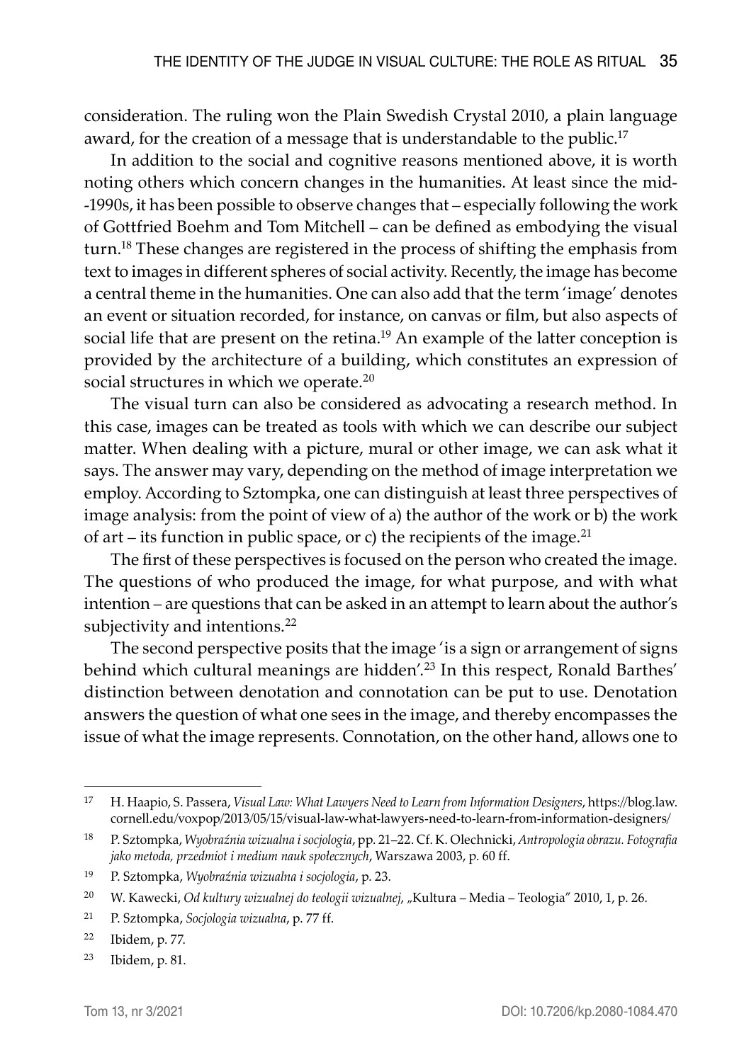consideration. The ruling won the Plain Swedish Crystal 2010, a plain language award, for the creation of a message that is understandable to the public.[17]

In addition to the social and cognitive reasons mentioned above, it is worth noting others which concern changes in the humanities. At least since the mid--1990s, it has been possible to observe changes that – especially following the work of Gottfried Boehm and Tom Mitchell – can be defined as embodying the visual turn.[18] These changes are registered in the process of shifting the emphasis from text to images in different spheres of social activity. Recently, the image has become a central theme in the humanities. One can also add that the term 'image' denotes an event or situation recorded, for instance, on canvas or film, but also aspects of social life that are present on the retina.[19] An example of the latter conception is provided by the architecture of a building, which constitutes an expression of social structures in which we operate.[20]

The visual turn can also be considered as advocating a research method. In this case, images can be treated as tools with which we can describe our subject matter. When dealing with a picture, mural or other image, we can ask what it says. The answer may vary, depending on the method of image interpretation we employ. According to Sztompka, one can distinguish at least three perspectives of image analysis: from the point of view of a) the author of the work or b) the work of art – its function in public space, or c) the recipients of the image.[21]

The first of these perspectives is focused on the person who created the image. The questions of who produced the image, for what purpose, and with what intention – are questions that can be asked in an attempt to learn about the author's subjectivity and intentions.[22]

The second perspective posits that the image 'is a sign or arrangement of signs behind which cultural meanings are hidden'.[23] In this respect, Ronald Barthes' distinction between denotation and connotation can be put to use. Denotation answers the question of what one sees in the image, and thereby encompasses the issue of what the image represents. Connotation, on the other hand, allows one to

---

[17] H. Haapio, S. Passera, *Visual Law: What Lawyers Need to Learn from Information Designers*, https://blog.law.cornell.edu/voxpop/2013/05/15/visual-law-what-lawyers-need-to-learn-from-information-designers/

[18] P. Sztompka, *Wyobraźnia wizualna i socjologia*, pp. 21–22. Cf. K. Olechnicki, *Antropologia obrazu. Fotografia jako metoda, przedmiot i medium nauk społecznych*, Warszawa 2003, p. 60 ff.

[19] P. Sztompka, *Wyobraźnia wizualna i socjologia*, p. 23.

[20] W. Kawecki, *Od kultury wizualnej do teologii wizualnej*, „Kultura – Media – Teologia" 2010, 1, p. 26.

[21] P. Sztompka, *Socjologia wizualna*, p. 77 ff.

[22] Ibidem, p. 77.

[23] Ibidem, p. 81.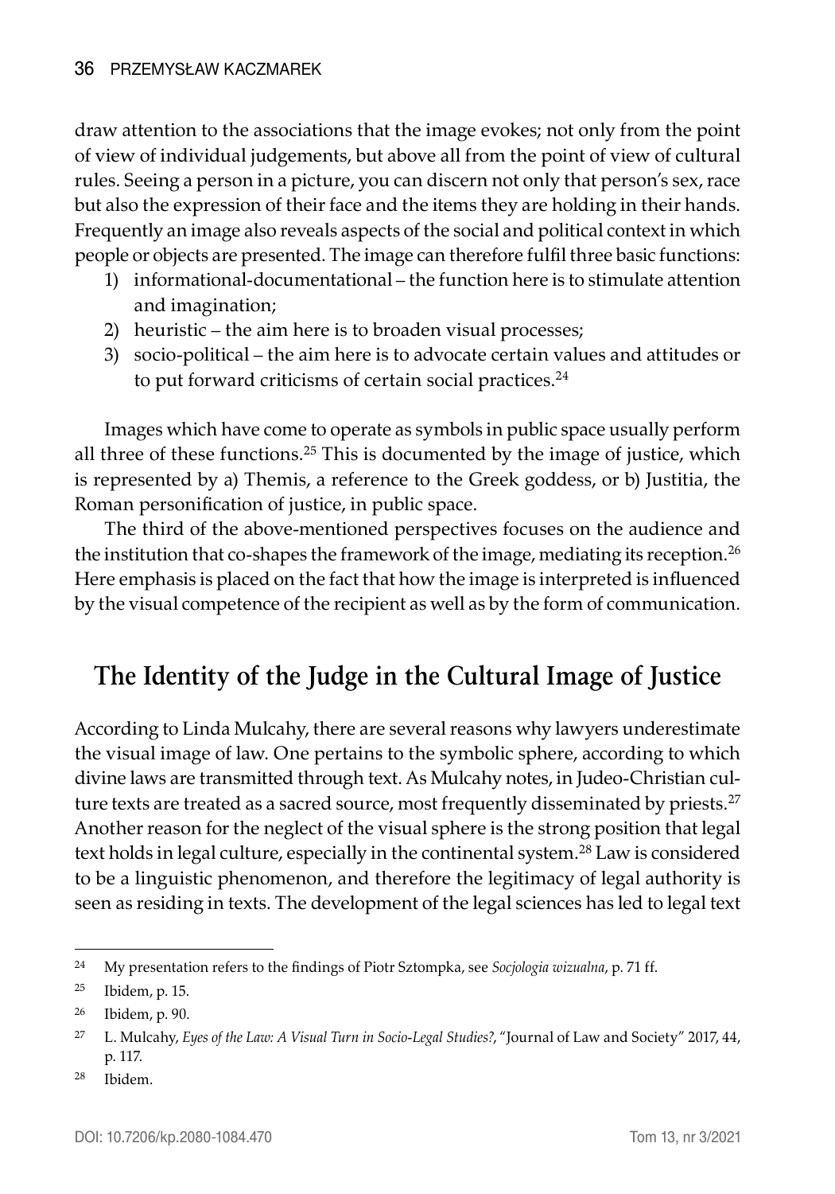draw attention to the associations that the image evokes; not only from the point of view of individual judgements, but above all from the point of view of cultural rules. Seeing a person in a picture, you can discern not only that person's sex, race but also the expression of their face and the items they are holding in their hands. Frequently an image also reveals aspects of the social and political context in which people or objects are presented. The image can therefore fulfil three basic functions:

1) informational-documentational – the function here is to stimulate attention and imagination;
2) heuristic – the aim here is to broaden visual processes;
3) socio-political – the aim here is to advocate certain values and attitudes or to put forward criticisms of certain social practices.[24]

Images which have come to operate as symbols in public space usually perform all three of these functions.[25] This is documented by the image of justice, which is represented by a) Themis, a reference to the Greek goddess, or b) Justitia, the Roman personification of justice, in public space.

The third of the above-mentioned perspectives focuses on the audience and the institution that co-shapes the framework of the image, mediating its reception.[26] Here emphasis is placed on the fact that how the image is interpreted is influenced by the visual competence of the recipient as well as by the form of communication.

## The Identity of the Judge in the Cultural Image of Justice

According to Linda Mulcahy, there are several reasons why lawyers underestimate the visual image of law. One pertains to the symbolic sphere, according to which divine laws are transmitted through text. As Mulcahy notes, in Judeo-Christian culture texts are treated as a sacred source, most frequently disseminated by priests.[27] Another reason for the neglect of the visual sphere is the strong position that legal text holds in legal culture, especially in the continental system.[28] Law is considered to be a linguistic phenomenon, and therefore the legitimacy of legal authority is seen as residing in texts. The development of the legal sciences has led to legal text

---

[24] My presentation refers to the findings of Piotr Sztompka, see *Socjologia wizualna*, p. 71 ff.

[25] Ibidem, p. 15.

[26] Ibidem, p. 90.

[27] L. Mulcahy, *Eyes of the Law: A Visual Turn in Socio-Legal Studies?*, "Journal of Law and Society" 2017, 44, p. 117.

[28] Ibidem.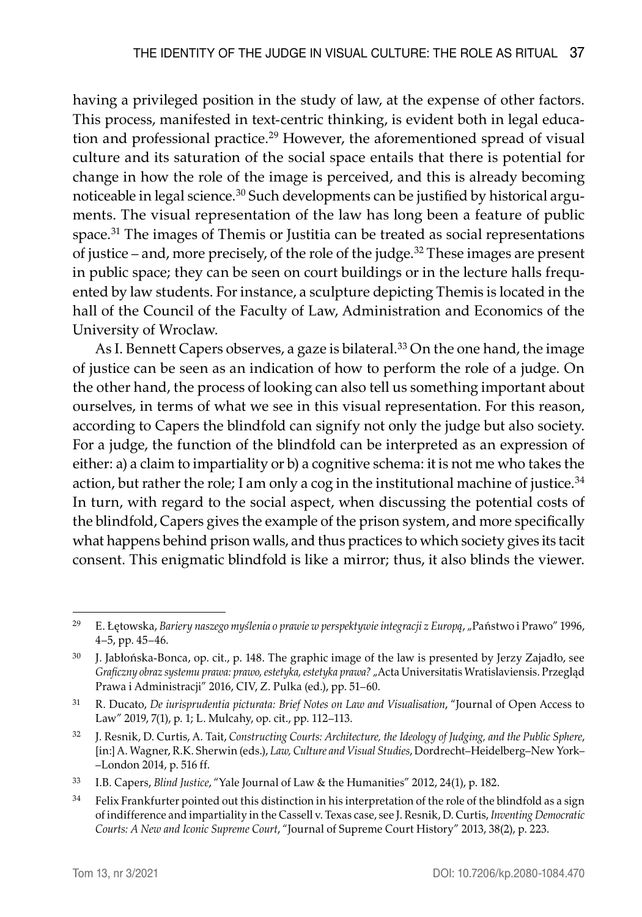having a privileged position in the study of law, at the expense of other factors. This process, manifested in text-centric thinking, is evident both in legal education and professional practice.[29] However, the aforementioned spread of visual culture and its saturation of the social space entails that there is potential for change in how the role of the image is perceived, and this is already becoming noticeable in legal science.[30] Such developments can be justified by historical arguments. The visual representation of the law has long been a feature of public space.[31] The images of Themis or Justitia can be treated as social representations of justice – and, more precisely, of the role of the judge.[32] These images are present in public space; they can be seen on court buildings or in the lecture halls frequented by law students. For instance, a sculpture depicting Themis is located in the hall of the Council of the Faculty of Law, Administration and Economics of the University of Wroclaw.

As I. Bennett Capers observes, a gaze is bilateral.[33] On the one hand, the image of justice can be seen as an indication of how to perform the role of a judge. On the other hand, the process of looking can also tell us something important about ourselves, in terms of what we see in this visual representation. For this reason, according to Capers the blindfold can signify not only the judge but also society. For a judge, the function of the blindfold can be interpreted as an expression of either: a) a claim to impartiality or b) a cognitive schema: it is not me who takes the action, but rather the role; I am only a cog in the institutional machine of justice.[34] In turn, with regard to the social aspect, when discussing the potential costs of the blindfold, Capers gives the example of the prison system, and more specifically what happens behind prison walls, and thus practices to which society gives its tacit consent. This enigmatic blindfold is like a mirror; thus, it also blinds the viewer.

---

[29] E. Łętowska, *Bariery naszego myślenia o prawie w perspektywie integracji z Europą*, „Państwo i Prawo" 1996, 4–5, pp. 45–46.

[30] J. Jabłońska-Bonca, op. cit., p. 148. The graphic image of the law is presented by Jerzy Zajadło, see *Graficzny obraz systemu prawa: prawo, estetyka, estetyka prawa?* „Acta Universitatis Wratislaviensis. Przegląd Prawa i Administracji" 2016, CIV, Z. Pulka (ed.), pp. 51–60.

[31] R. Ducato, *De iurisprudentia picturata: Brief Notes on Law and Visualisation*, "Journal of Open Access to Law" 2019, 7(1), p. 1; L. Mulcahy, op. cit., pp. 112–113.

[32] J. Resnik, D. Curtis, A. Tait, *Constructing Courts: Architecture, the Ideology of Judging, and the Public Sphere*, [in:] A. Wagner, R.K. Sherwin (eds.), *Law, Culture and Visual Studies*, Dordrecht–Heidelberg–New York–London 2014, p. 516 ff.

[33] I.B. Capers, *Blind Justice*, "Yale Journal of Law & the Humanities" 2012, 24(1), p. 182.

[34] Felix Frankfurter pointed out this distinction in his interpretation of the role of the blindfold as a sign of indifference and impartiality in the Cassell v. Texas case, see J. Resnik, D. Curtis, *Inventing Democratic Courts: A New and Iconic Supreme Court*, "Journal of Supreme Court History" 2013, 38(2), p. 223.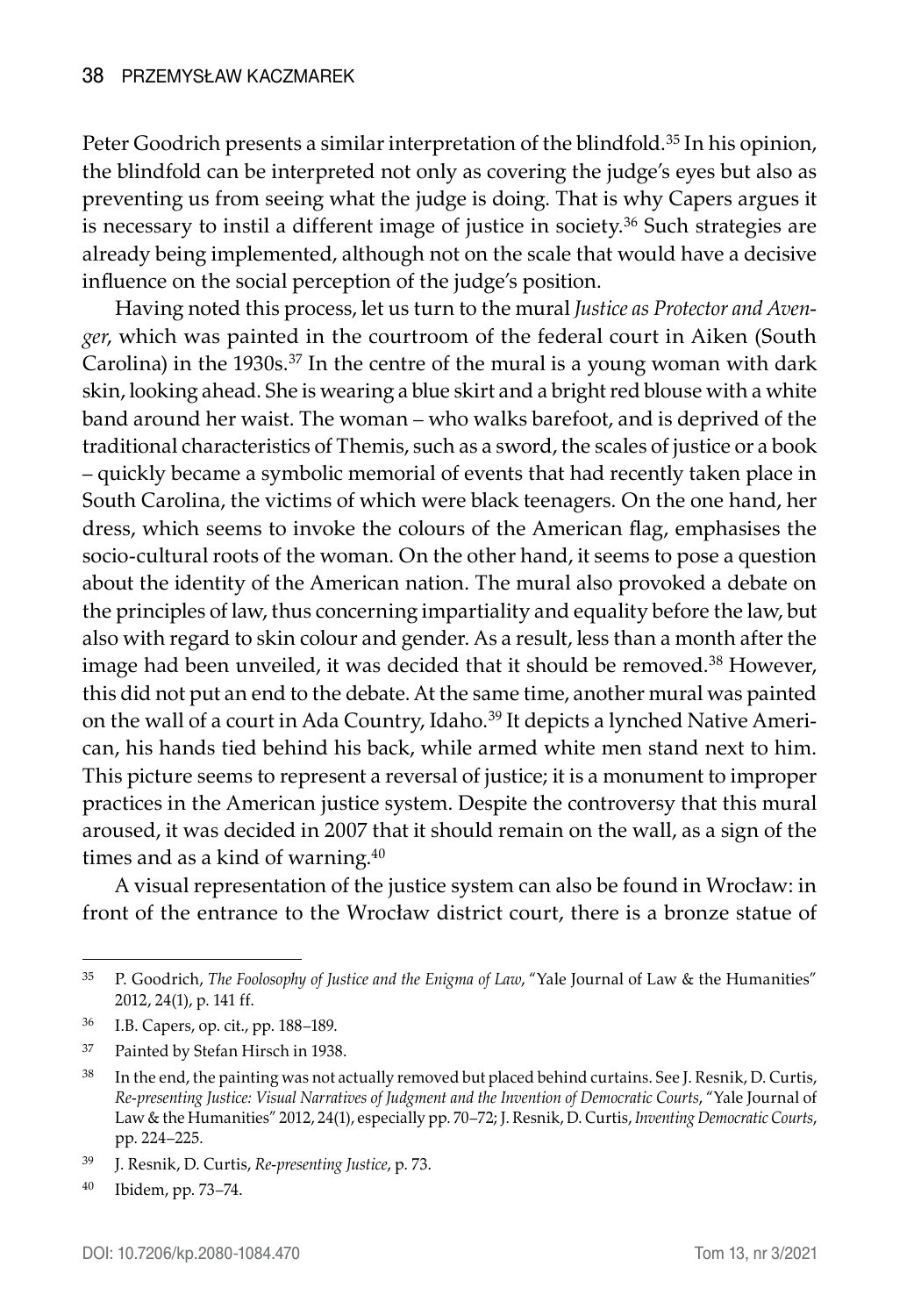Peter Goodrich presents a similar interpretation of the blindfold.[35] In his opinion, the blindfold can be interpreted not only as covering the judge's eyes but also as preventing us from seeing what the judge is doing. That is why Capers argues it is necessary to instil a different image of justice in society.[36] Such strategies are already being implemented, although not on the scale that would have a decisive influence on the social perception of the judge's position.

Having noted this process, let us turn to the mural *Justice as Protector and Avenger*, which was painted in the courtroom of the federal court in Aiken (South Carolina) in the 1930s.[37] In the centre of the mural is a young woman with dark skin, looking ahead. She is wearing a blue skirt and a bright red blouse with a white band around her waist. The woman – who walks barefoot, and is deprived of the traditional characteristics of Themis, such as a sword, the scales of justice or a book – quickly became a symbolic memorial of events that had recently taken place in South Carolina, the victims of which were black teenagers. On the one hand, her dress, which seems to invoke the colours of the American flag, emphasises the socio-cultural roots of the woman. On the other hand, it seems to pose a question about the identity of the American nation. The mural also provoked a debate on the principles of law, thus concerning impartiality and equality before the law, but also with regard to skin colour and gender. As a result, less than a month after the image had been unveiled, it was decided that it should be removed.[38] However, this did not put an end to the debate. At the same time, another mural was painted on the wall of a court in Ada Country, Idaho.[39] It depicts a lynched Native American, his hands tied behind his back, while armed white men stand next to him. This picture seems to represent a reversal of justice; it is a monument to improper practices in the American justice system. Despite the controversy that this mural aroused, it was decided in 2007 that it should remain on the wall, as a sign of the times and as a kind of warning.[40]

A visual representation of the justice system can also be found in Wrocław: in front of the entrance to the Wrocław district court, there is a bronze statue of

---

[35] P. Goodrich, *The Foolosophy of Justice and the Enigma of Law*, "Yale Journal of Law & the Humanities" 2012, 24(1), p. 141 ff.

[36] I.B. Capers, op. cit., pp. 188–189.

[37] Painted by Stefan Hirsch in 1938.

[38] In the end, the painting was not actually removed but placed behind curtains. See J. Resnik, D. Curtis, *Re-presenting Justice: Visual Narratives of Judgment and the Invention of Democratic Courts*, "Yale Journal of Law & the Humanities" 2012, 24(1), especially pp. 70–72; J. Resnik, D. Curtis, *Inventing Democratic Courts*, pp. 224–225.

[39] J. Resnik, D. Curtis, *Re-presenting Justice*, p. 73.

[40] Ibidem, pp. 73–74.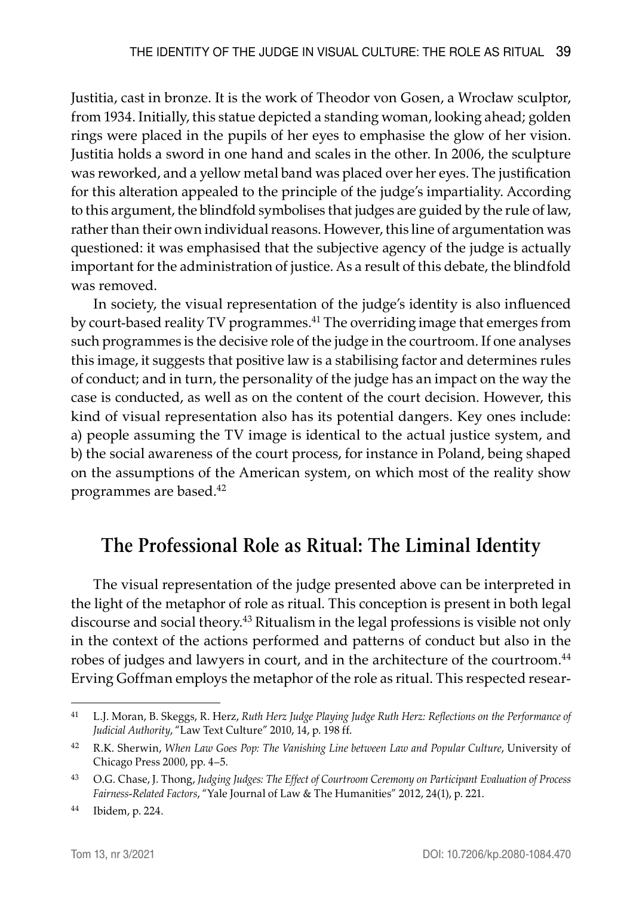Justitia, cast in bronze. It is the work of Theodor von Gosen, a Wrocław sculptor, from 1934. Initially, this statue depicted a standing woman, looking ahead; golden rings were placed in the pupils of her eyes to emphasise the glow of her vision. Justitia holds a sword in one hand and scales in the other. In 2006, the sculpture was reworked, and a yellow metal band was placed over her eyes. The justification for this alteration appealed to the principle of the judge's impartiality. According to this argument, the blindfold symbolises that judges are guided by the rule of law, rather than their own individual reasons. However, this line of argumentation was questioned: it was emphasised that the subjective agency of the judge is actually important for the administration of justice. As a result of this debate, the blindfold was removed.

In society, the visual representation of the judge's identity is also influenced by court-based reality TV programmes.[41] The overriding image that emerges from such programmes is the decisive role of the judge in the courtroom. If one analyses this image, it suggests that positive law is a stabilising factor and determines rules of conduct; and in turn, the personality of the judge has an impact on the way the case is conducted, as well as on the content of the court decision. However, this kind of visual representation also has its potential dangers. Key ones include: a) people assuming the TV image is identical to the actual justice system, and b) the social awareness of the court process, for instance in Poland, being shaped on the assumptions of the American system, on which most of the reality show programmes are based.[42]

## The Professional Role as Ritual: The Liminal Identity

The visual representation of the judge presented above can be interpreted in the light of the metaphor of role as ritual. This conception is present in both legal discourse and social theory.[43] Ritualism in the legal professions is visible not only in the context of the actions performed and patterns of conduct but also in the robes of judges and lawyers in court, and in the architecture of the courtroom.[44] Erving Goffman employs the metaphor of the role as ritual. This respected resear-

---

[41] L.J. Moran, B. Skeggs, R. Herz, *Ruth Herz Judge Playing Judge Ruth Herz: Reflections on the Performance of Judicial Authority*, "Law Text Culture" 2010, 14, p. 198 ff.

[42] R.K. Sherwin, *When Law Goes Pop: The Vanishing Line between Law and Popular Culture*, University of Chicago Press 2000, pp. 4–5.

[43] O.G. Chase, J. Thong, *Judging Judges: The Effect of Courtroom Ceremony on Participant Evaluation of Process Fairness-Related Factors*, "Yale Journal of Law & The Humanities" 2012, 24(1), p. 221.

[44] Ibidem, p. 224.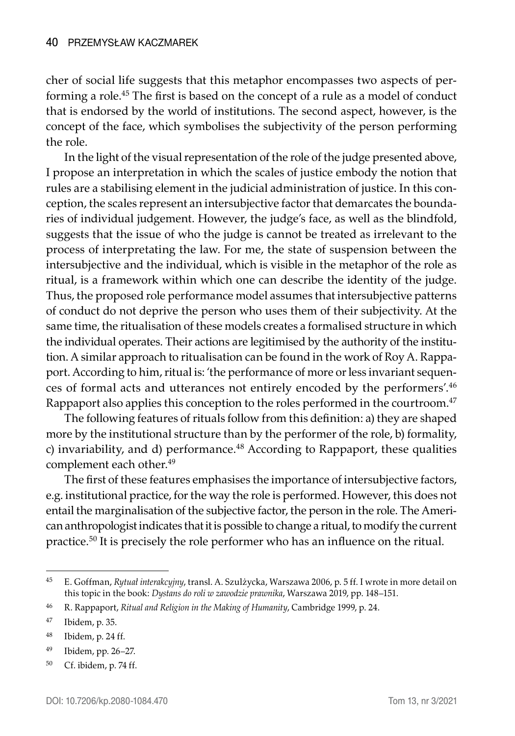cher of social life suggests that this metaphor encompasses two aspects of performing a role.[45] The first is based on the concept of a rule as a model of conduct that is endorsed by the world of institutions. The second aspect, however, is the concept of the face, which symbolises the subjectivity of the person performing the role.

In the light of the visual representation of the role of the judge presented above, I propose an interpretation in which the scales of justice embody the notion that rules are a stabilising element in the judicial administration of justice. In this conception, the scales represent an intersubjective factor that demarcates the boundaries of individual judgement. However, the judge's face, as well as the blindfold, suggests that the issue of who the judge is cannot be treated as irrelevant to the process of interpretating the law. For me, the state of suspension between the intersubjective and the individual, which is visible in the metaphor of the role as ritual, is a framework within which one can describe the identity of the judge. Thus, the proposed role performance model assumes that intersubjective patterns of conduct do not deprive the person who uses them of their subjectivity. At the same time, the ritualisation of these models creates a formalised structure in which the individual operates. Their actions are legitimised by the authority of the institution. A similar approach to ritualisation can be found in the work of Roy A. Rappaport. According to him, ritual is: 'the performance of more or less invariant sequences of formal acts and utterances not entirely encoded by the performers'.[46] Rappaport also applies this conception to the roles performed in the courtroom.[47]

The following features of rituals follow from this definition: a) they are shaped more by the institutional structure than by the performer of the role, b) formality, c) invariability, and d) performance.[48] According to Rappaport, these qualities complement each other.[49]

The first of these features emphasises the importance of intersubjective factors, e.g. institutional practice, for the way the role is performed. However, this does not entail the marginalisation of the subjective factor, the person in the role. The American anthropologist indicates that it is possible to change a ritual, to modify the current practice.[50] It is precisely the role performer who has an influence on the ritual.

---

[45] E. Goffman, *Rytuał interakcyjny*, transl. A. Szulżycka, Warszawa 2006, p. 5 ff. I wrote in more detail on this topic in the book: *Dystans do roli w zawodzie prawnika*, Warszawa 2019, pp. 148–151.

[46] R. Rappaport, *Ritual and Religion in the Making of Humanity*, Cambridge 1999, p. 24.

[47] Ibidem, p. 35.

[48] Ibidem, p. 24 ff.

[49] Ibidem, pp. 26–27.

[50] Cf. ibidem, p. 74 ff.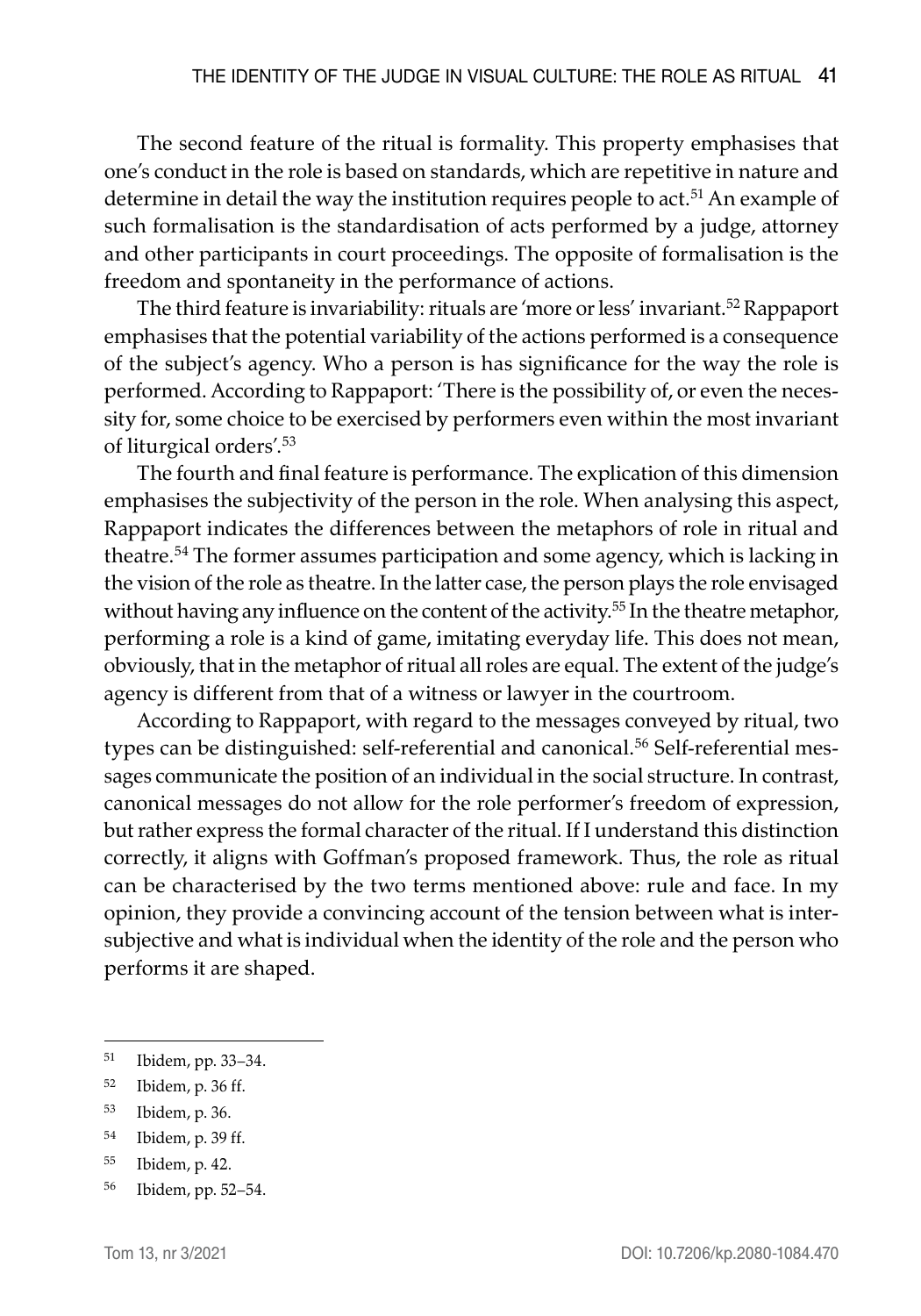The second feature of the ritual is formality. This property emphasises that one's conduct in the role is based on standards, which are repetitive in nature and determine in detail the way the institution requires people to act.[51] An example of such formalisation is the standardisation of acts performed by a judge, attorney and other participants in court proceedings. The opposite of formalisation is the freedom and spontaneity in the performance of actions.

The third feature is invariability: rituals are 'more or less' invariant.[52] Rappaport emphasises that the potential variability of the actions performed is a consequence of the subject's agency. Who a person is has significance for the way the role is performed. According to Rappaport: 'There is the possibility of, or even the necessity for, some choice to be exercised by performers even within the most invariant of liturgical orders'.[53]

The fourth and final feature is performance. The explication of this dimension emphasises the subjectivity of the person in the role. When analysing this aspect, Rappaport indicates the differences between the metaphors of role in ritual and theatre.[54] The former assumes participation and some agency, which is lacking in the vision of the role as theatre. In the latter case, the person plays the role envisaged without having any influence on the content of the activity.[55] In the theatre metaphor, performing a role is a kind of game, imitating everyday life. This does not mean, obviously, that in the metaphor of ritual all roles are equal. The extent of the judge's agency is different from that of a witness or lawyer in the courtroom.

According to Rappaport, with regard to the messages conveyed by ritual, two types can be distinguished: self-referential and canonical.[56] Self-referential messages communicate the position of an individual in the social structure. In contrast, canonical messages do not allow for the role performer's freedom of expression, but rather express the formal character of the ritual. If I understand this distinction correctly, it aligns with Goffman's proposed framework. Thus, the role as ritual can be characterised by the two terms mentioned above: rule and face. In my opinion, they provide a convincing account of the tension between what is intersubjective and what is individual when the identity of the role and the person who performs it are shaped.

---

[51] Ibidem, pp. 33–34.

[52] Ibidem, p. 36 ff.

[53] Ibidem, p. 36.

[54] Ibidem, p. 39 ff.

[55] Ibidem, p. 42.

[56] Ibidem, pp. 52–54.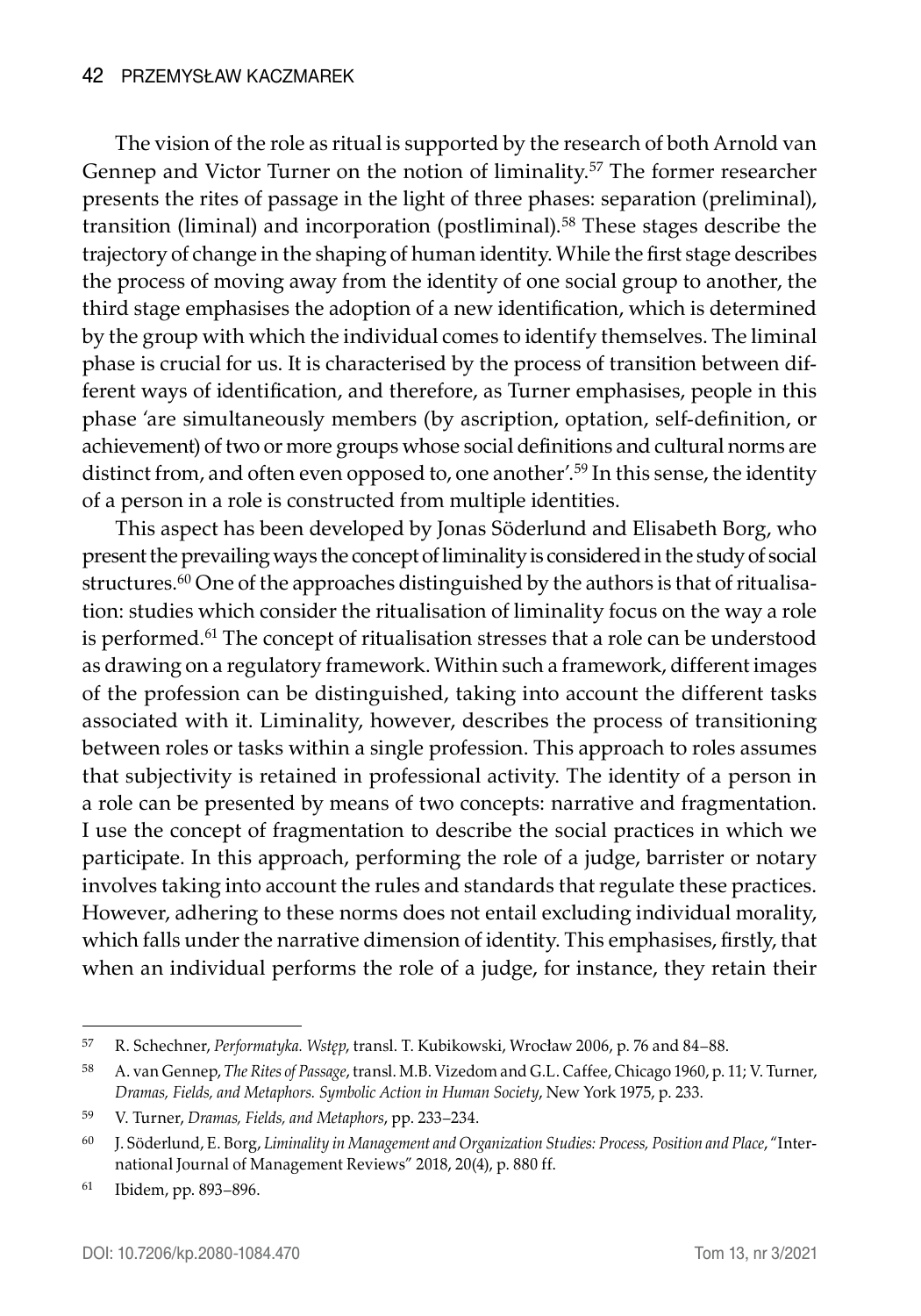The vision of the role as ritual is supported by the research of both Arnold van Gennep and Victor Turner on the notion of liminality.[57] The former researcher presents the rites of passage in the light of three phases: separation (preliminal), transition (liminal) and incorporation (postliminal).[58] These stages describe the trajectory of change in the shaping of human identity. While the first stage describes the process of moving away from the identity of one social group to another, the third stage emphasises the adoption of a new identification, which is determined by the group with which the individual comes to identify themselves. The liminal phase is crucial for us. It is characterised by the process of transition between different ways of identification, and therefore, as Turner emphasises, people in this phase 'are simultaneously members (by ascription, optation, self-definition, or achievement) of two or more groups whose social definitions and cultural norms are distinct from, and often even opposed to, one another'.[59] In this sense, the identity of a person in a role is constructed from multiple identities.

This aspect has been developed by Jonas Söderlund and Elisabeth Borg, who present the prevailing ways the concept of liminality is considered in the study of social structures.[60] One of the approaches distinguished by the authors is that of ritualisation: studies which consider the ritualisation of liminality focus on the way a role is performed.[61] The concept of ritualisation stresses that a role can be understood as drawing on a regulatory framework. Within such a framework, different images of the profession can be distinguished, taking into account the different tasks associated with it. Liminality, however, describes the process of transitioning between roles or tasks within a single profession. This approach to roles assumes that subjectivity is retained in professional activity. The identity of a person in a role can be presented by means of two concepts: narrative and fragmentation. I use the concept of fragmentation to describe the social practices in which we participate. In this approach, performing the role of a judge, barrister or notary involves taking into account the rules and standards that regulate these practices. However, adhering to these norms does not entail excluding individual morality, which falls under the narrative dimension of identity. This emphasises, firstly, that when an individual performs the role of a judge, for instance, they retain their

---

[57] R. Schechner, *Performatyka. Wstęp*, transl. T. Kubikowski, Wrocław 2006, p. 76 and 84–88.

[58] A. van Gennep, *The Rites of Passage*, transl. M.B. Vizedom and G.L. Caffee, Chicago 1960, p. 11; V. Turner, *Dramas, Fields, and Metaphors. Symbolic Action in Human Society*, New York 1975, p. 233.

[59] V. Turner, *Dramas, Fields, and Metaphors*, pp. 233–234.

[60] J. Söderlund, E. Borg, *Liminality in Management and Organization Studies: Process, Position and Place*, "International Journal of Management Reviews" 2018, 20(4), p. 880 ff.

[61] Ibidem, pp. 893–896.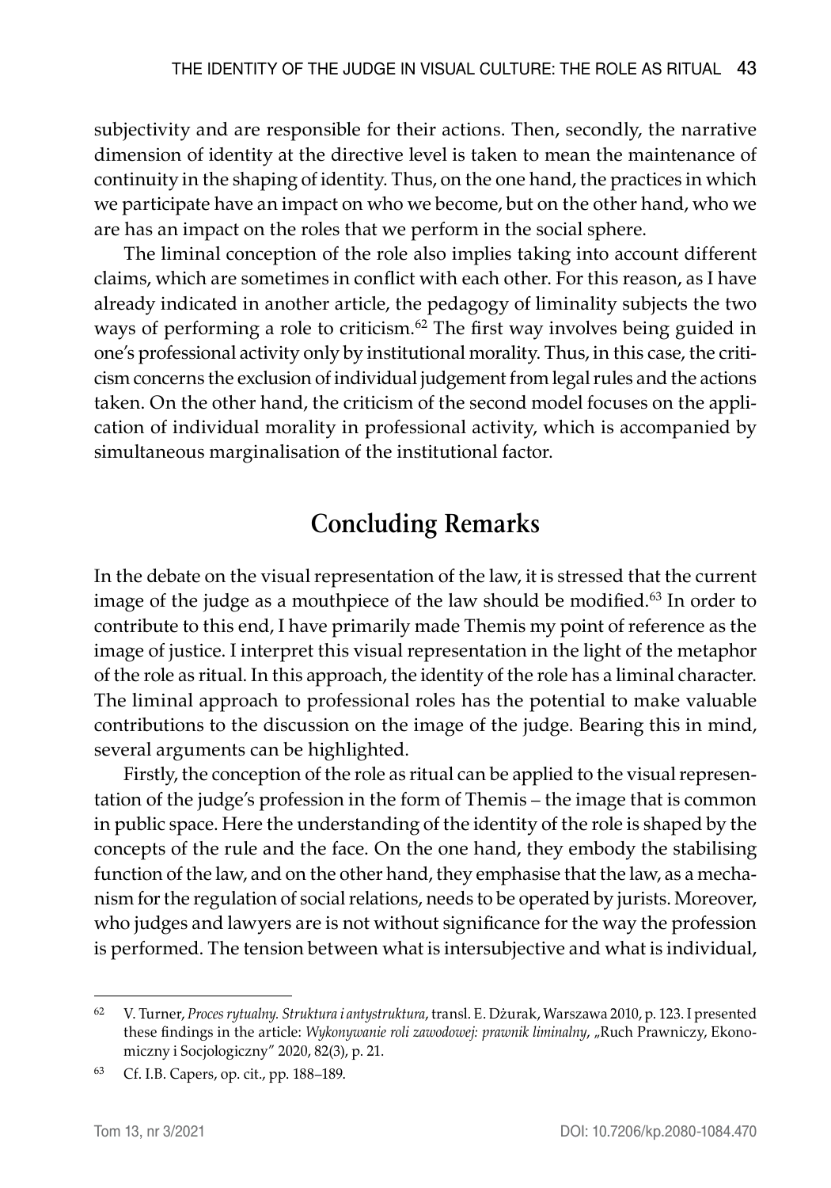subjectivity and are responsible for their actions. Then, secondly, the narrative dimension of identity at the directive level is taken to mean the maintenance of continuity in the shaping of identity. Thus, on the one hand, the practices in which we participate have an impact on who we become, but on the other hand, who we are has an impact on the roles that we perform in the social sphere.

The liminal conception of the role also implies taking into account different claims, which are sometimes in conflict with each other. For this reason, as I have already indicated in another article, the pedagogy of liminality subjects the two ways of performing a role to criticism.[62] The first way involves being guided in one's professional activity only by institutional morality. Thus, in this case, the criticism concerns the exclusion of individual judgement from legal rules and the actions taken. On the other hand, the criticism of the second model focuses on the application of individual morality in professional activity, which is accompanied by simultaneous marginalisation of the institutional factor.

## Concluding Remarks

In the debate on the visual representation of the law, it is stressed that the current image of the judge as a mouthpiece of the law should be modified.[63] In order to contribute to this end, I have primarily made Themis my point of reference as the image of justice. I interpret this visual representation in the light of the metaphor of the role as ritual. In this approach, the identity of the role has a liminal character. The liminal approach to professional roles has the potential to make valuable contributions to the discussion on the image of the judge. Bearing this in mind, several arguments can be highlighted.

Firstly, the conception of the role as ritual can be applied to the visual representation of the judge's profession in the form of Themis – the image that is common in public space. Here the understanding of the identity of the role is shaped by the concepts of the rule and the face. On the one hand, they embody the stabilising function of the law, and on the other hand, they emphasise that the law, as a mechanism for the regulation of social relations, needs to be operated by jurists. Moreover, who judges and lawyers are is not without significance for the way the profession is performed. The tension between what is intersubjective and what is individual,

---

[62] V. Turner, *Proces rytualny. Struktura i antystruktura*, transl. E. Dżurak, Warszawa 2010, p. 123. I presented these findings in the article: *Wykonywanie roli zawodowej: prawnik liminalny*, „Ruch Prawniczy, Ekonomiczny i Socjologiczny" 2020, 82(3), p. 21.

[63] Cf. I.B. Capers, op. cit., pp. 188–189.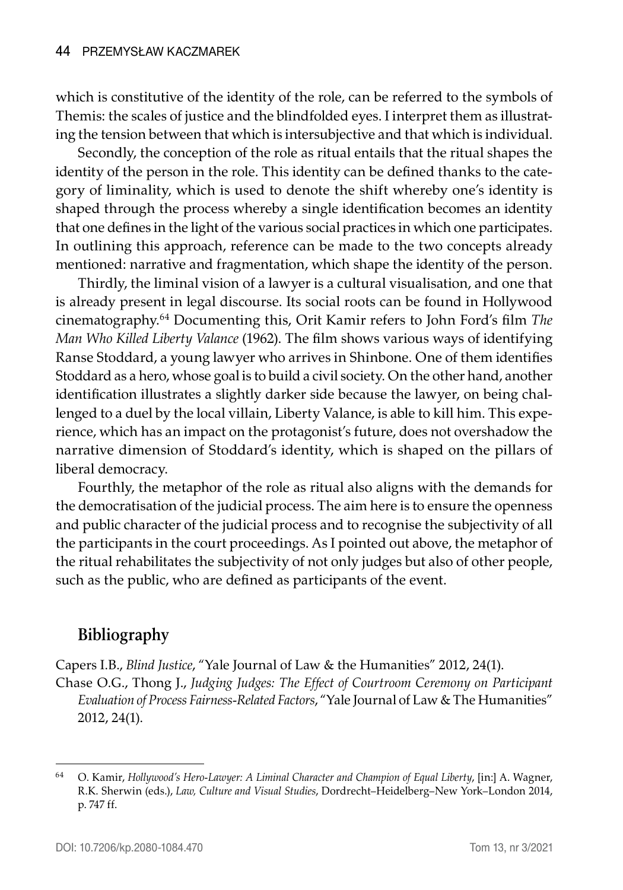which is constitutive of the identity of the role, can be referred to the symbols of Themis: the scales of justice and the blindfolded eyes. I interpret them as illustrating the tension between that which is intersubjective and that which is individual.

Secondly, the conception of the role as ritual entails that the ritual shapes the identity of the person in the role. This identity can be defined thanks to the category of liminality, which is used to denote the shift whereby one's identity is shaped through the process whereby a single identification becomes an identity that one defines in the light of the various social practices in which one participates. In outlining this approach, reference can be made to the two concepts already mentioned: narrative and fragmentation, which shape the identity of the person.

Thirdly, the liminal vision of a lawyer is a cultural visualisation, and one that is already present in legal discourse. Its social roots can be found in Hollywood cinematography.[64] Documenting this, Orit Kamir refers to John Ford's film *The Man Who Killed Liberty Valance* (1962). The film shows various ways of identifying Ranse Stoddard, a young lawyer who arrives in Shinbone. One of them identifies Stoddard as a hero, whose goal is to build a civil society. On the other hand, another identification illustrates a slightly darker side because the lawyer, on being challenged to a duel by the local villain, Liberty Valance, is able to kill him. This experience, which has an impact on the protagonist's future, does not overshadow the narrative dimension of Stoddard's identity, which is shaped on the pillars of liberal democracy.

Fourthly, the metaphor of the role as ritual also aligns with the demands for the democratisation of the judicial process. The aim here is to ensure the openness and public character of the judicial process and to recognise the subjectivity of all the participants in the court proceedings. As I pointed out above, the metaphor of the ritual rehabilitates the subjectivity of not only judges but also of other people, such as the public, who are defined as participants of the event.

## Bibliography

Capers I.B., *Blind Justice*, "Yale Journal of Law & the Humanities" 2012, 24(1).

Chase O.G., Thong J., *Judging Judges: The Effect of Courtroom Ceremony on Participant Evaluation of Process Fairness-Related Factors*, "Yale Journal of Law & The Humanities" 2012, 24(1).

---

[64] O. Kamir, *Hollywood's Hero-Lawyer: A Liminal Character and Champion of Equal Liberty*, [in:] A. Wagner, R.K. Sherwin (eds.), *Law, Culture and Visual Studies*, Dordrecht–Heidelberg–New York–London 2014, p. 747 ff.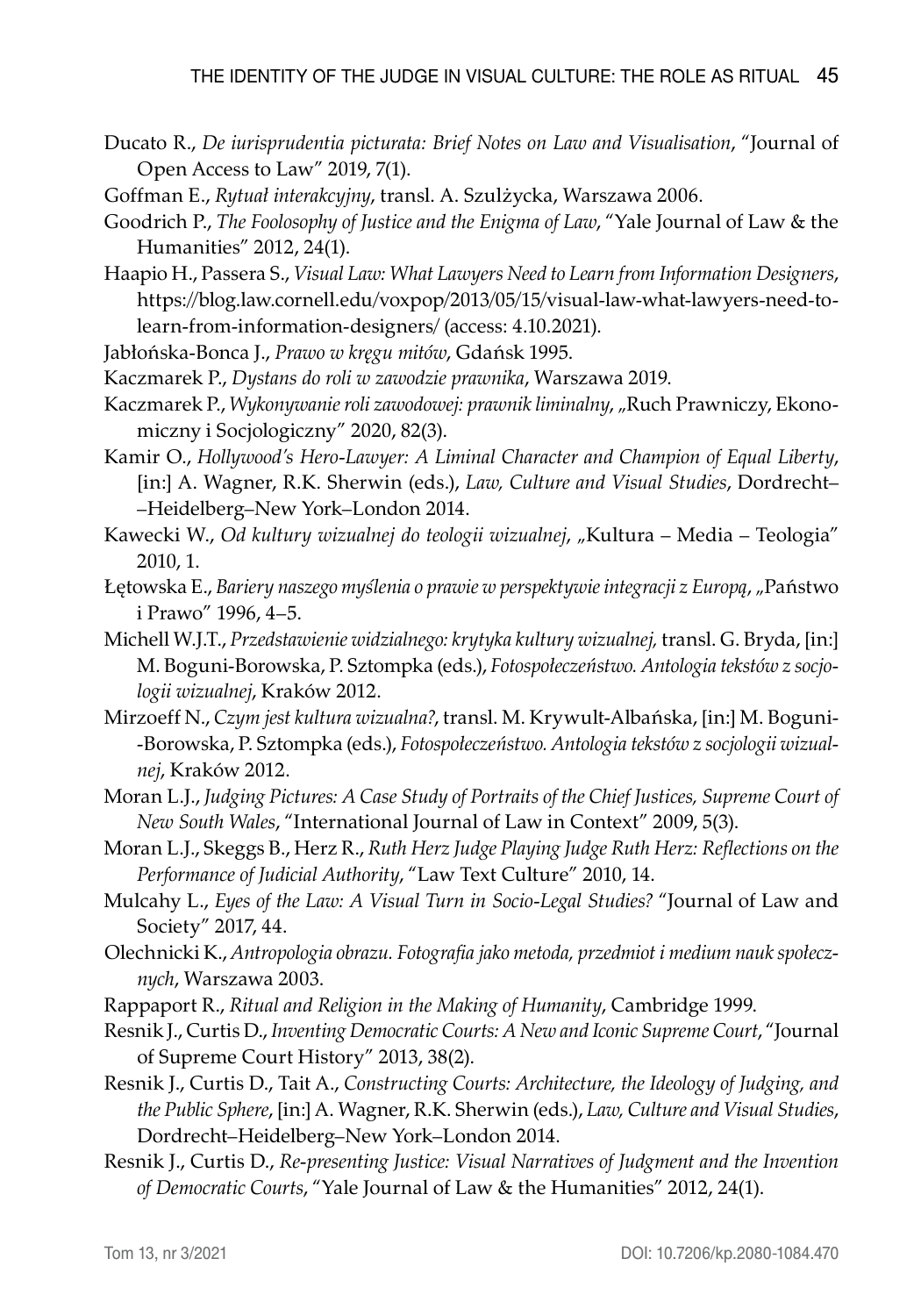Ducato R., *De iurisprudentia picturata: Brief Notes on Law and Visualisation*, "Journal of Open Access to Law" 2019, 7(1).

Goffman E., *Rytuał interakcyjny*, transl. A. Szulżycka, Warszawa 2006.

Goodrich P., *The Foolosophy of Justice and the Enigma of Law*, "Yale Journal of Law & the Humanities" 2012, 24(1).

Haapio H., Passera S., *Visual Law: What Lawyers Need to Learn from Information Designers*, https://blog.law.cornell.edu/voxpop/2013/05/15/visual-law-what-lawyers-need-to-learn-from-information-designers/ (access: 4.10.2021).

Jabłońska-Bonca J., *Prawo w kręgu mitów*, Gdańsk 1995.

Kaczmarek P., *Dystans do roli w zawodzie prawnika*, Warszawa 2019.

Kaczmarek P., *Wykonywanie roli zawodowej: prawnik liminalny*, „Ruch Prawniczy, Ekonomiczny i Socjologiczny" 2020, 82(3).

Kamir O., *Hollywood's Hero-Lawyer: A Liminal Character and Champion of Equal Liberty*, [in:] A. Wagner, R.K. Sherwin (eds.), *Law, Culture and Visual Studies*, Dordrecht–Heidelberg–New York–London 2014.

Kawecki W., *Od kultury wizualnej do teologii wizualnej*, „Kultura – Media – Teologia" 2010, 1.

Łętowska E., *Bariery naszego myślenia o prawie w perspektywie integracji z Europą*, „Państwo i Prawo" 1996, 4–5.

Michell W.J.T., *Przedstawienie widzialnego: krytyka kultury wizualnej,* transl. G. Bryda, [in:] M. Boguni-Borowska, P. Sztompka (eds.), *Fotospołeczeństwo. Antologia tekstów z socjologii wizualnej*, Kraków 2012.

Mirzoeff N., *Czym jest kultura wizualna?*, transl. M. Krywult-Albańska, [in:] M. Boguni-Borowska, P. Sztompka (eds.), *Fotospołeczeństwo. Antologia tekstów z socjologii wizualnej*, Kraków 2012.

Moran L.J., *Judging Pictures: A Case Study of Portraits of the Chief Justices, Supreme Court of New South Wales*, "International Journal of Law in Context" 2009, 5(3).

Moran L.J., Skeggs B., Herz R., *Ruth Herz Judge Playing Judge Ruth Herz: Reflections on the Performance of Judicial Authority*, "Law Text Culture" 2010, 14.

Mulcahy L., *Eyes of the Law: A Visual Turn in Socio-Legal Studies?* "Journal of Law and Society" 2017, 44.

Olechnicki K., *Antropologia obrazu. Fotografia jako metoda, przedmiot i medium nauk społecznych*, Warszawa 2003.

Rappaport R., *Ritual and Religion in the Making of Humanity*, Cambridge 1999.

Resnik J., Curtis D., *Inventing Democratic Courts: A New and Iconic Supreme Court*, "Journal of Supreme Court History" 2013, 38(2).

Resnik J., Curtis D., Tait A., *Constructing Courts: Architecture, the Ideology of Judging, and the Public Sphere*, [in:] A. Wagner, R.K. Sherwin (eds.), *Law, Culture and Visual Studies*, Dordrecht–Heidelberg–New York–London 2014.

Resnik J., Curtis D., *Re-presenting Justice: Visual Narratives of Judgment and the Invention of Democratic Courts*, "Yale Journal of Law & the Humanities" 2012, 24(1).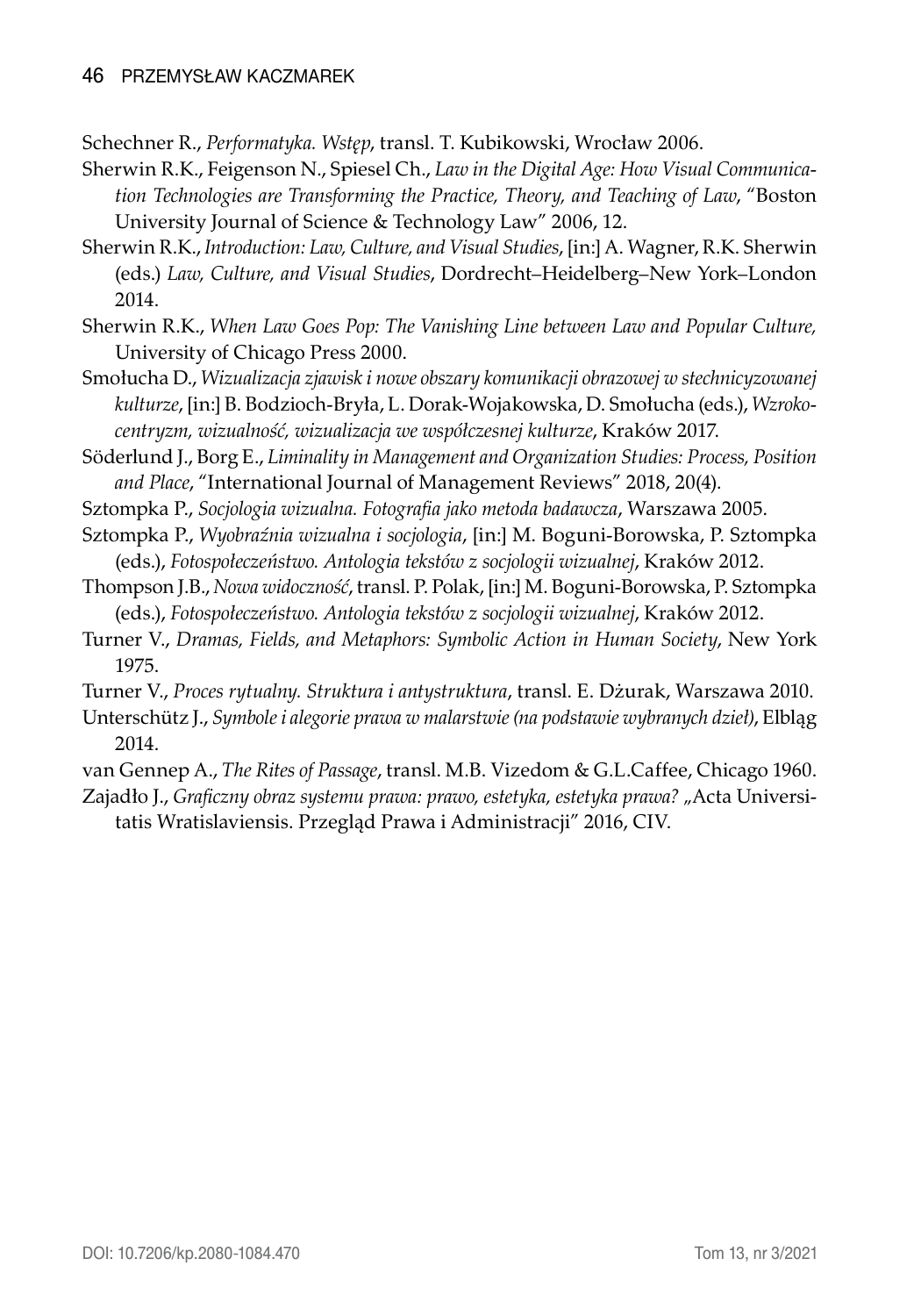Schechner R., *Performatyka. Wstęp*, transl. T. Kubikowski, Wrocław 2006.

Sherwin R.K., Feigenson N., Spiesel Ch., *Law in the Digital Age: How Visual Communication Technologies are Transforming the Practice, Theory, and Teaching of Law*, "Boston University Journal of Science & Technology Law" 2006, 12.

Sherwin R.K., *Introduction: Law, Culture, and Visual Studies*, [in:] A. Wagner, R.K. Sherwin (eds.) *Law, Culture, and Visual Studies*, Dordrecht–Heidelberg–New York–London 2014.

Sherwin R.K., *When Law Goes Pop: The Vanishing Line between Law and Popular Culture,* University of Chicago Press 2000.

Smołucha D., *Wizualizacja zjawisk i nowe obszary komunikacji obrazowej w stechnicyzowanej kulturze*, [in:] B. Bodzioch-Bryła, L. Dorak-Wojakowska, D. Smołucha (eds.), *Wzrokocentryzm, wizualność, wizualizacja we współczesnej kulturze*, Kraków 2017.

Söderlund J., Borg E., *Liminality in Management and Organization Studies: Process, Position and Place*, "International Journal of Management Reviews" 2018, 20(4).

Sztompka P., *Socjologia wizualna. Fotografia jako metoda badawcza*, Warszawa 2005.

Sztompka P., *Wyobraźnia wizualna i socjologia*, [in:] M. Boguni-Borowska, P. Sztompka (eds.), *Fotospołeczeństwo. Antologia tekstów z socjologii wizualnej*, Kraków 2012.

Thompson J.B., *Nowa widoczność*, transl. P. Polak, [in:] M. Boguni-Borowska, P. Sztompka (eds.), *Fotospołeczeństwo. Antologia tekstów z socjologii wizualnej*, Kraków 2012.

Turner V., *Dramas, Fields, and Metaphors: Symbolic Action in Human Society*, New York 1975.

Turner V., *Proces rytualny. Struktura i antystruktura*, transl. E. Dżurak, Warszawa 2010.

Unterschütz J., *Symbole i alegorie prawa w malarstwie (na podstawie wybranych dzieł)*, Elbląg 2014.

van Gennep A., *The Rites of Passage*, transl. M.B. Vizedom & G.L.Caffee, Chicago 1960.

Zajadło J., *Graficzny obraz systemu prawa: prawo, estetyka, estetyka prawa?* „Acta Universitatis Wratislaviensis. Przegląd Prawa i Administracji" 2016, CIV.